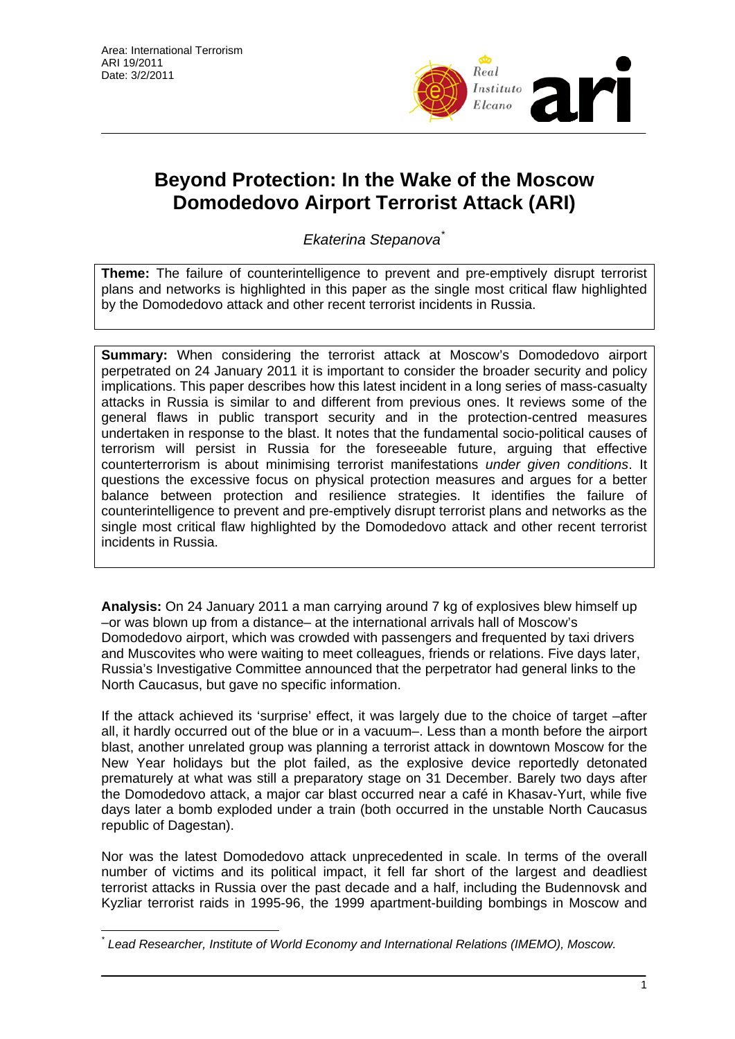Area: International Terrorism
ARI 19/2011
Date: 3/2/2011

# Beyond Protection: In the Wake of the Moscow Domodedovo Airport Terrorist Attack (ARI)

*Ekaterina Stepanova*[*]

**Theme:** The failure of counterintelligence to prevent and pre-emptively disrupt terrorist plans and networks is highlighted in this paper as the single most critical flaw highlighted by the Domodedovo attack and other recent terrorist incidents in Russia.

**Summary:** When considering the terrorist attack at Moscow's Domodedovo airport perpetrated on 24 January 2011 it is important to consider the broader security and policy implications. This paper describes how this latest incident in a long series of mass-casualty attacks in Russia is similar to and different from previous ones. It reviews some of the general flaws in public transport security and in the protection-centred measures undertaken in response to the blast. It notes that the fundamental socio-political causes of terrorism will persist in Russia for the foreseeable future, arguing that effective counterterrorism is about minimising terrorist manifestations *under given conditions*. It questions the excessive focus on physical protection measures and argues for a better balance between protection and resilience strategies. It identifies the failure of counterintelligence to prevent and pre-emptively disrupt terrorist plans and networks as the single most critical flaw highlighted by the Domodedovo attack and other recent terrorist incidents in Russia.

**Analysis:** On 24 January 2011 a man carrying around 7 kg of explosives blew himself up –or was blown up from a distance– at the international arrivals hall of Moscow's Domodedovo airport, which was crowded with passengers and frequented by taxi drivers and Muscovites who were waiting to meet colleagues, friends or relations. Five days later, Russia's Investigative Committee announced that the perpetrator had general links to the North Caucasus, but gave no specific information.

If the attack achieved its 'surprise' effect, it was largely due to the choice of target –after all, it hardly occurred out of the blue or in a vacuum–. Less than a month before the airport blast, another unrelated group was planning a terrorist attack in downtown Moscow for the New Year holidays but the plot failed, as the explosive device reportedly detonated prematurely at what was still a preparatory stage on 31 December. Barely two days after the Domodedovo attack, a major car blast occurred near a café in Khasav-Yurt, while five days later a bomb exploded under a train (both occurred in the unstable North Caucasus republic of Dagestan).

Nor was the latest Domodedovo attack unprecedented in scale. In terms of the overall number of victims and its political impact, it fell far short of the largest and deadliest terrorist attacks in Russia over the past decade and a half, including the Budennovsk and Kyzliar terrorist raids in 1995-96, the 1999 apartment-building bombings in Moscow and

---

[*] *Lead Researcher, Institute of World Economy and International Relations (IMEMO), Moscow.*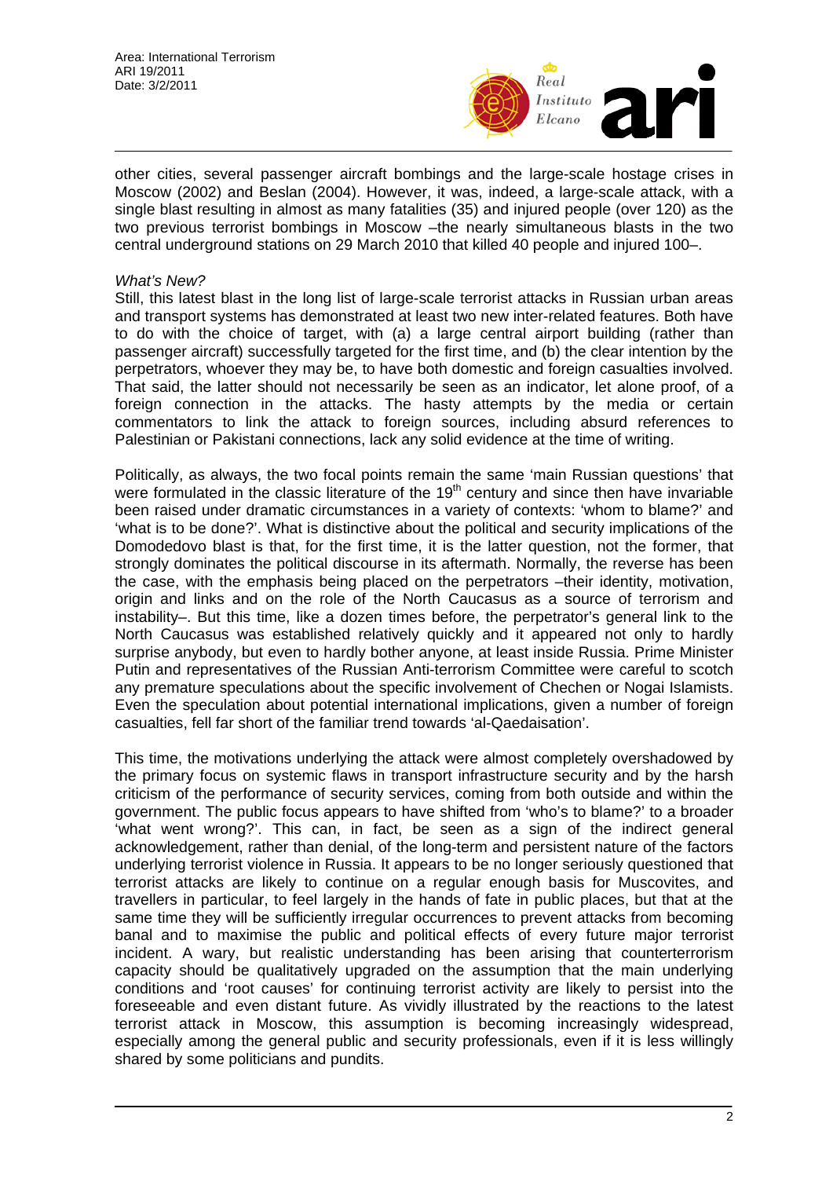other cities, several passenger aircraft bombings and the large-scale hostage crises in Moscow (2002) and Beslan (2004). However, it was, indeed, a large-scale attack, with a single blast resulting in almost as many fatalities (35) and injured people (over 120) as the two previous terrorist bombings in Moscow –the nearly simultaneous blasts in the two central underground stations on 29 March 2010 that killed 40 people and injured 100–.

*What's New?*

Still, this latest blast in the long list of large-scale terrorist attacks in Russian urban areas and transport systems has demonstrated at least two new inter-related features. Both have to do with the choice of target, with (a) a large central airport building (rather than passenger aircraft) successfully targeted for the first time, and (b) the clear intention by the perpetrators, whoever they may be, to have both domestic and foreign casualties involved. That said, the latter should not necessarily be seen as an indicator, let alone proof, of a foreign connection in the attacks. The hasty attempts by the media or certain commentators to link the attack to foreign sources, including absurd references to Palestinian or Pakistani connections, lack any solid evidence at the time of writing.

Politically, as always, the two focal points remain the same 'main Russian questions' that were formulated in the classic literature of the 19th century and since then have invariable been raised under dramatic circumstances in a variety of contexts: 'whom to blame?' and 'what is to be done?'. What is distinctive about the political and security implications of the Domodedovo blast is that, for the first time, it is the latter question, not the former, that strongly dominates the political discourse in its aftermath. Normally, the reverse has been the case, with the emphasis being placed on the perpetrators –their identity, motivation, origin and links and on the role of the North Caucasus as a source of terrorism and instability–. But this time, like a dozen times before, the perpetrator's general link to the North Caucasus was established relatively quickly and it appeared not only to hardly surprise anybody, but even to hardly bother anyone, at least inside Russia. Prime Minister Putin and representatives of the Russian Anti-terrorism Committee were careful to scotch any premature speculations about the specific involvement of Chechen or Nogai Islamists. Even the speculation about potential international implications, given a number of foreign casualties, fell far short of the familiar trend towards 'al-Qaedaisation'.

This time, the motivations underlying the attack were almost completely overshadowed by the primary focus on systemic flaws in transport infrastructure security and by the harsh criticism of the performance of security services, coming from both outside and within the government. The public focus appears to have shifted from 'who's to blame?' to a broader 'what went wrong?'. This can, in fact, be seen as a sign of the indirect general acknowledgement, rather than denial, of the long-term and persistent nature of the factors underlying terrorist violence in Russia. It appears to be no longer seriously questioned that terrorist attacks are likely to continue on a regular enough basis for Muscovites, and travellers in particular, to feel largely in the hands of fate in public places, but that at the same time they will be sufficiently irregular occurrences to prevent attacks from becoming banal and to maximise the public and political effects of every future major terrorist incident. A wary, but realistic understanding has been arising that counterterrorism capacity should be qualitatively upgraded on the assumption that the main underlying conditions and 'root causes' for continuing terrorist activity are likely to persist into the foreseeable and even distant future. As vividly illustrated by the reactions to the latest terrorist attack in Moscow, this assumption is becoming increasingly widespread, especially among the general public and security professionals, even if it is less willingly shared by some politicians and pundits.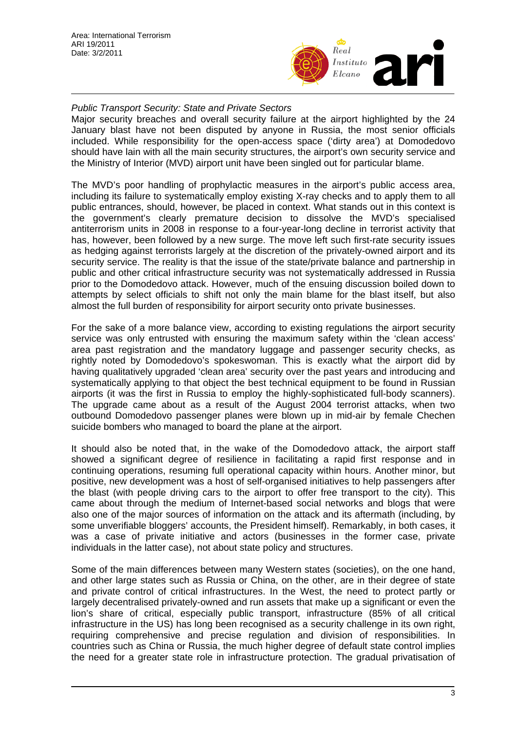*Public Transport Security: State and Private Sectors*

Major security breaches and overall security failure at the airport highlighted by the 24 January blast have not been disputed by anyone in Russia, the most senior officials included. While responsibility for the open-access space ('dirty area') at Domodedovo should have lain with all the main security structures, the airport's own security service and the Ministry of Interior (MVD) airport unit have been singled out for particular blame.

The MVD's poor handling of prophylactic measures in the airport's public access area, including its failure to systematically employ existing X-ray checks and to apply them to all public entrances, should, however, be placed in context. What stands out in this context is the government's clearly premature decision to dissolve the MVD's specialised antiterrorism units in 2008 in response to a four-year-long decline in terrorist activity that has, however, been followed by a new surge. The move left such first-rate security issues as hedging against terrorists largely at the discretion of the privately-owned airport and its security service. The reality is that the issue of the state/private balance and partnership in public and other critical infrastructure security was not systematically addressed in Russia prior to the Domodedovo attack. However, much of the ensuing discussion boiled down to attempts by select officials to shift not only the main blame for the blast itself, but also almost the full burden of responsibility for airport security onto private businesses.

For the sake of a more balance view, according to existing regulations the airport security service was only entrusted with ensuring the maximum safety within the 'clean access' area past registration and the mandatory luggage and passenger security checks, as rightly noted by Domodedovo's spokeswoman. This is exactly what the airport did by having qualitatively upgraded 'clean area' security over the past years and introducing and systematically applying to that object the best technical equipment to be found in Russian airports (it was the first in Russia to employ the highly-sophisticated full-body scanners). The upgrade came about as a result of the August 2004 terrorist attacks, when two outbound Domodedovo passenger planes were blown up in mid-air by female Chechen suicide bombers who managed to board the plane at the airport.

It should also be noted that, in the wake of the Domodedovo attack, the airport staff showed a significant degree of resilience in facilitating a rapid first response and in continuing operations, resuming full operational capacity within hours. Another minor, but positive, new development was a host of self-organised initiatives to help passengers after the blast (with people driving cars to the airport to offer free transport to the city). This came about through the medium of Internet-based social networks and blogs that were also one of the major sources of information on the attack and its aftermath (including, by some unverifiable bloggers' accounts, the President himself). Remarkably, in both cases, it was a case of private initiative and actors (businesses in the former case, private individuals in the latter case), not about state policy and structures.

Some of the main differences between many Western states (societies), on the one hand, and other large states such as Russia or China, on the other, are in their degree of state and private control of critical infrastructures. In the West, the need to protect partly or largely decentralised privately-owned and run assets that make up a significant or even the lion's share of critical, especially public transport, infrastructure (85% of all critical infrastructure in the US) has long been recognised as a security challenge in its own right, requiring comprehensive and precise regulation and division of responsibilities. In countries such as China or Russia, the much higher degree of default state control implies the need for a greater state role in infrastructure protection. The gradual privatisation of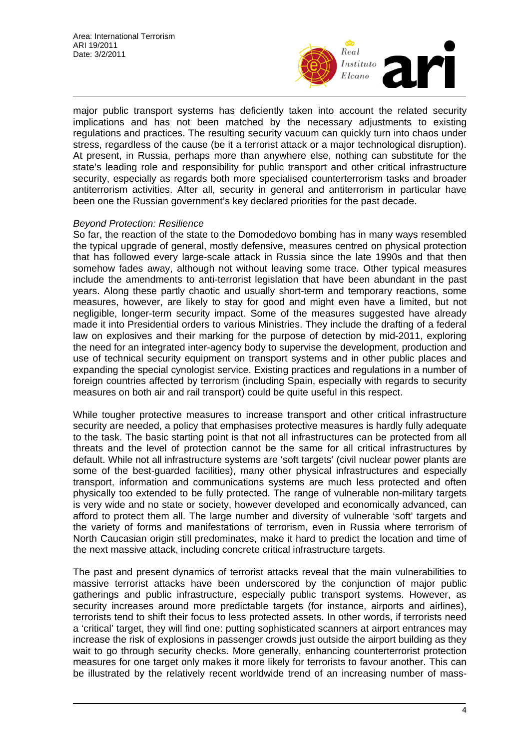major public transport systems has deficiently taken into account the related security implications and has not been matched by the necessary adjustments to existing regulations and practices. The resulting security vacuum can quickly turn into chaos under stress, regardless of the cause (be it a terrorist attack or a major technological disruption). At present, in Russia, perhaps more than anywhere else, nothing can substitute for the state's leading role and responsibility for public transport and other critical infrastructure security, especially as regards both more specialised counterterrorism tasks and broader antiterrorism activities. After all, security in general and antiterrorism in particular have been one the Russian government's key declared priorities for the past decade.

*Beyond Protection: Resilience*

So far, the reaction of the state to the Domodedovo bombing has in many ways resembled the typical upgrade of general, mostly defensive, measures centred on physical protection that has followed every large-scale attack in Russia since the late 1990s and that then somehow fades away, although not without leaving some trace. Other typical measures include the amendments to anti-terrorist legislation that have been abundant in the past years. Along these partly chaotic and usually short-term and temporary reactions, some measures, however, are likely to stay for good and might even have a limited, but not negligible, longer-term security impact. Some of the measures suggested have already made it into Presidential orders to various Ministries. They include the drafting of a federal law on explosives and their marking for the purpose of detection by mid-2011, exploring the need for an integrated inter-agency body to supervise the development, production and use of technical security equipment on transport systems and in other public places and expanding the special cynologist service. Existing practices and regulations in a number of foreign countries affected by terrorism (including Spain, especially with regards to security measures on both air and rail transport) could be quite useful in this respect.

While tougher protective measures to increase transport and other critical infrastructure security are needed, a policy that emphasises protective measures is hardly fully adequate to the task. The basic starting point is that not all infrastructures can be protected from all threats and the level of protection cannot be the same for all critical infrastructures by default. While not all infrastructure systems are 'soft targets' (civil nuclear power plants are some of the best-guarded facilities), many other physical infrastructures and especially transport, information and communications systems are much less protected and often physically too extended to be fully protected. The range of vulnerable non-military targets is very wide and no state or society, however developed and economically advanced, can afford to protect them all. The large number and diversity of vulnerable 'soft' targets and the variety of forms and manifestations of terrorism, even in Russia where terrorism of North Caucasian origin still predominates, make it hard to predict the location and time of the next massive attack, including concrete critical infrastructure targets.

The past and present dynamics of terrorist attacks reveal that the main vulnerabilities to massive terrorist attacks have been underscored by the conjunction of major public gatherings and public infrastructure, especially public transport systems. However, as security increases around more predictable targets (for instance, airports and airlines), terrorists tend to shift their focus to less protected assets. In other words, if terrorists need a 'critical' target, they will find one: putting sophisticated scanners at airport entrances may increase the risk of explosions in passenger crowds just outside the airport building as they wait to go through security checks. More generally, enhancing counterterrorist protection measures for one target only makes it more likely for terrorists to favour another. This can be illustrated by the relatively recent worldwide trend of an increasing number of mass-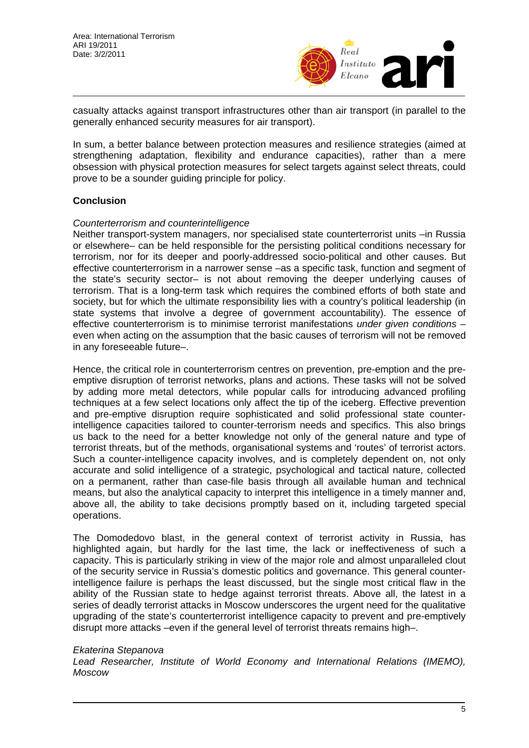casualty attacks against transport infrastructures other than air transport (in parallel to the generally enhanced security measures for air transport).

In sum, a better balance between protection measures and resilience strategies (aimed at strengthening adaptation, flexibility and endurance capacities), rather than a mere obsession with physical protection measures for select targets against select threats, could prove to be a sounder guiding principle for policy.

## Conclusion

*Counterterrorism and counterintelligence*

Neither transport-system managers, nor specialised state counterterrorist units –in Russia or elsewhere– can be held responsible for the persisting political conditions necessary for terrorism, nor for its deeper and poorly-addressed socio-political and other causes. But effective counterterrorism in a narrower sense –as a specific task, function and segment of the state's security sector– is not about removing the deeper underlying causes of terrorism. That is a long-term task which requires the combined efforts of both state and society, but for which the ultimate responsibility lies with a country's political leadership (in state systems that involve a degree of government accountability). The essence of effective counterterrorism is to minimise terrorist manifestations *under given conditions* –even when acting on the assumption that the basic causes of terrorism will not be removed in any foreseeable future–.

Hence, the critical role in counterterrorism centres on prevention, pre-emption and the pre-emptive disruption of terrorist networks, plans and actions. These tasks will not be solved by adding more metal detectors, while popular calls for introducing advanced profiling techniques at a few select locations only affect the tip of the iceberg. Effective prevention and pre-emptive disruption require sophisticated and solid professional state counter-intelligence capacities tailored to counter-terrorism needs and specifics. This also brings us back to the need for a better knowledge not only of the general nature and type of terrorist threats, but of the methods, organisational systems and 'routes' of terrorist actors. Such a counter-intelligence capacity involves, and is completely dependent on, not only accurate and solid intelligence of a strategic, psychological and tactical nature, collected on a permanent, rather than case-file basis through all available human and technical means, but also the analytical capacity to interpret this intelligence in a timely manner and, above all, the ability to take decisions promptly based on it, including targeted special operations.

The Domodedovo blast, in the general context of terrorist activity in Russia, has highlighted again, but hardly for the last time, the lack or ineffectiveness of such a capacity. This is particularly striking in view of the major role and almost unparalleled clout of the security service in Russia's domestic politics and governance. This general counter-intelligence failure is perhaps the least discussed, but the single most critical flaw in the ability of the Russian state to hedge against terrorist threats. Above all, the latest in a series of deadly terrorist attacks in Moscow underscores the urgent need for the qualitative upgrading of the state's counterterrorist intelligence capacity to prevent and pre-emptively disrupt more attacks –even if the general level of terrorist threats remains high–.

*Ekaterina Stepanova*
*Lead Researcher, Institute of World Economy and International Relations (IMEMO), Moscow*